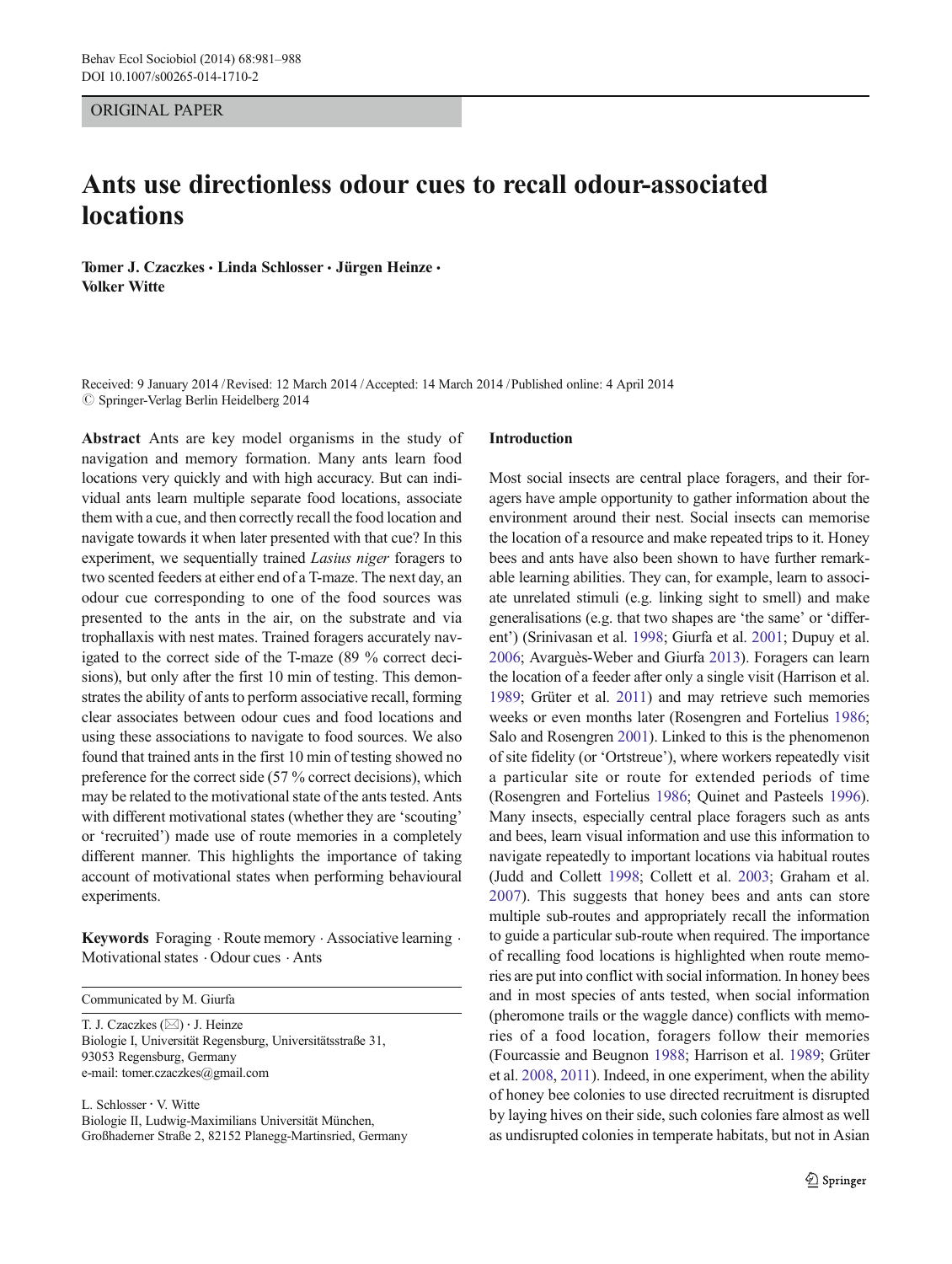ORIGINAL PAPER

# Ants use directionless odour cues to recall odour-associated locations

**Tomer J. Czaczkes · Linda Schlosser · Jürgen Heinze · Volker Witte**

Received: 9 January 2014 / Revised: 12 March 2014 / Accepted: 14 March 2014 / Published online: 4 April 2014
© Springer-Verlag Berlin Heidelberg 2014

**Abstract** Ants are key model organisms in the study of navigation and memory formation. Many ants learn food locations very quickly and with high accuracy. But can individual ants learn multiple separate food locations, associate them with a cue, and then correctly recall the food location and navigate towards it when later presented with that cue? In this experiment, we sequentially trained *Lasius niger* foragers to two scented feeders at either end of a T-maze. The next day, an odour cue corresponding to one of the food sources was presented to the ants in the air, on the substrate and via trophallaxis with nest mates. Trained foragers accurately navigated to the correct side of the T-maze (89 % correct decisions), but only after the first 10 min of testing. This demonstrates the ability of ants to perform associative recall, forming clear associates between odour cues and food locations and using these associations to navigate to food sources. We also found that trained ants in the first 10 min of testing showed no preference for the correct side (57 % correct decisions), which may be related to the motivational state of the ants tested. Ants with different motivational states (whether they are 'scouting' or 'recruited') made use of route memories in a completely different manner. This highlights the importance of taking account of motivational states when performing behavioural experiments.

**Keywords** Foraging · Route memory · Associative learning · Motivational states · Odour cues · Ants

Communicated by M. Giurfa

T. J. Czaczkes (✉) · J. Heinze
Biologie I, Universität Regensburg, Universitätsstraße 31, 93053 Regensburg, Germany
e-mail: tomer.czaczkes@gmail.com

L. Schlosser · V. Witte
Biologie II, Ludwig-Maximilians Universität München, Großhaderner Straße 2, 82152 Planegg-Martinsried, Germany

## Introduction

Most social insects are central place foragers, and their foragers have ample opportunity to gather information about the environment around their nest. Social insects can memorise the location of a resource and make repeated trips to it. Honey bees and ants have also been shown to have further remarkable learning abilities. They can, for example, learn to associate unrelated stimuli (e.g. linking sight to smell) and make generalisations (e.g. that two shapes are 'the same' or 'different') (Srinivasan et al. 1998; Giurfa et al. 2001; Dupuy et al. 2006; Avarguès-Weber and Giurfa 2013). Foragers can learn the location of a feeder after only a single visit (Harrison et al. 1989; Grüter et al. 2011) and may retrieve such memories weeks or even months later (Rosengren and Fortelius 1986; Salo and Rosengren 2001). Linked to this is the phenomenon of site fidelity (or 'Ortstreue'), where workers repeatedly visit a particular site or route for extended periods of time (Rosengren and Fortelius 1986; Quinet and Pasteels 1996). Many insects, especially central place foragers such as ants and bees, learn visual information and use this information to navigate repeatedly to important locations via habitual routes (Judd and Collett 1998; Collett et al. 2003; Graham et al. 2007). This suggests that honey bees and ants can store multiple sub-routes and appropriately recall the information to guide a particular sub-route when required. The importance of recalling food locations is highlighted when route memories are put into conflict with social information. In honey bees and in most species of ants tested, when social information (pheromone trails or the waggle dance) conflicts with memories of a food location, foragers follow their memories (Fourcassie and Beugnon 1988; Harrison et al. 1989; Grüter et al. 2008, 2011). Indeed, in one experiment, when the ability of honey bee colonies to use directed recruitment is disrupted by laying hives on their side, such colonies fare almost as well as undisrupted colonies in temperate habitats, but not in Asian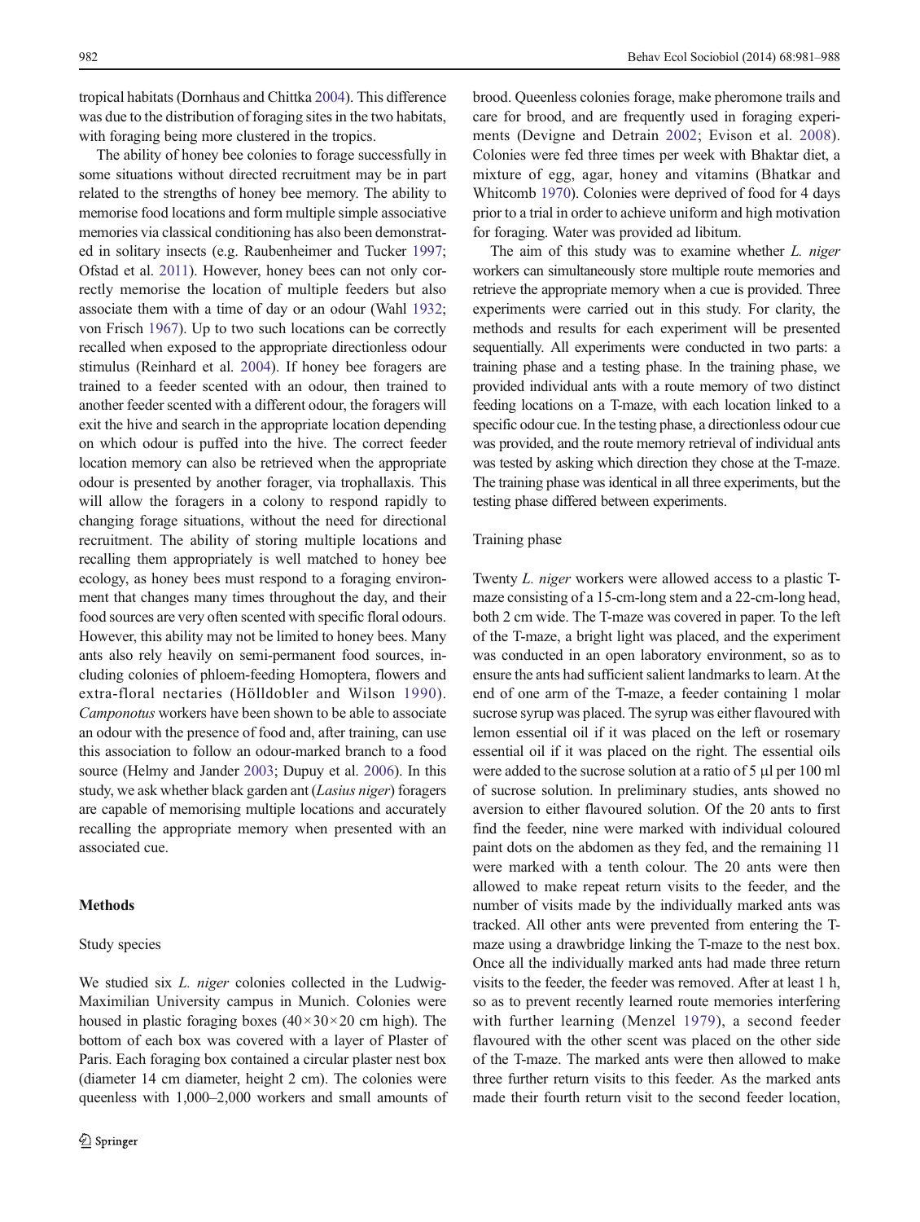tropical habitats (Dornhaus and Chittka 2004). This difference was due to the distribution of foraging sites in the two habitats, with foraging being more clustered in the tropics.

The ability of honey bee colonies to forage successfully in some situations without directed recruitment may be in part related to the strengths of honey bee memory. The ability to memorise food locations and form multiple simple associative memories via classical conditioning has also been demonstrated in solitary insects (e.g. Raubenheimer and Tucker 1997; Ofstad et al. 2011). However, honey bees can not only correctly memorise the location of multiple feeders but also associate them with a time of day or an odour (Wahl 1932; von Frisch 1967). Up to two such locations can be correctly recalled when exposed to the appropriate directionless odour stimulus (Reinhard et al. 2004). If honey bee foragers are trained to a feeder scented with an odour, then trained to another feeder scented with a different odour, the foragers will exit the hive and search in the appropriate location depending on which odour is puffed into the hive. The correct feeder location memory can also be retrieved when the appropriate odour is presented by another forager, via trophallaxis. This will allow the foragers in a colony to respond rapidly to changing forage situations, without the need for directional recruitment. The ability of storing multiple locations and recalling them appropriately is well matched to honey bee ecology, as honey bees must respond to a foraging environment that changes many times throughout the day, and their food sources are very often scented with specific floral odours. However, this ability may not be limited to honey bees. Many ants also rely heavily on semi-permanent food sources, including colonies of phloem-feeding Homoptera, flowers and extra-floral nectaries (Hölldobler and Wilson 1990). *Camponotus* workers have been shown to be able to associate an odour with the presence of food and, after training, can use this association to follow an odour-marked branch to a food source (Helmy and Jander 2003; Dupuy et al. 2006). In this study, we ask whether black garden ant (*Lasius niger*) foragers are capable of memorising multiple locations and accurately recalling the appropriate memory when presented with an associated cue.

## Methods

### Study species

We studied six *L. niger* colonies collected in the Ludwig-Maximilian University campus in Munich. Colonies were housed in plastic foraging boxes (40×30×20 cm high). The bottom of each box was covered with a layer of Plaster of Paris. Each foraging box contained a circular plaster nest box (diameter 14 cm diameter, height 2 cm). The colonies were queenless with 1,000–2,000 workers and small amounts of brood. Queenless colonies forage, make pheromone trails and care for brood, and are frequently used in foraging experiments (Devigne and Detrain 2002; Evison et al. 2008). Colonies were fed three times per week with Bhaktar diet, a mixture of egg, agar, honey and vitamins (Bhatkar and Whitcomb 1970). Colonies were deprived of food for 4 days prior to a trial in order to achieve uniform and high motivation for foraging. Water was provided ad libitum.

The aim of this study was to examine whether *L. niger* workers can simultaneously store multiple route memories and retrieve the appropriate memory when a cue is provided. Three experiments were carried out in this study. For clarity, the methods and results for each experiment will be presented sequentially. All experiments were conducted in two parts: a training phase and a testing phase. In the training phase, we provided individual ants with a route memory of two distinct feeding locations on a T-maze, with each location linked to a specific odour cue. In the testing phase, a directionless odour cue was provided, and the route memory retrieval of individual ants was tested by asking which direction they chose at the T-maze. The training phase was identical in all three experiments, but the testing phase differed between experiments.

### Training phase

Twenty *L. niger* workers were allowed access to a plastic T-maze consisting of a 15-cm-long stem and a 22-cm-long head, both 2 cm wide. The T-maze was covered in paper. To the left of the T-maze, a bright light was placed, and the experiment was conducted in an open laboratory environment, so as to ensure the ants had sufficient salient landmarks to learn. At the end of one arm of the T-maze, a feeder containing 1 molar sucrose syrup was placed. The syrup was either flavoured with lemon essential oil if it was placed on the left or rosemary essential oil if it was placed on the right. The essential oils were added to the sucrose solution at a ratio of 5 μl per 100 ml of sucrose solution. In preliminary studies, ants showed no aversion to either flavoured solution. Of the 20 ants to first find the feeder, nine were marked with individual coloured paint dots on the abdomen as they fed, and the remaining 11 were marked with a tenth colour. The 20 ants were then allowed to make repeat return visits to the feeder, and the number of visits made by the individually marked ants was tracked. All other ants were prevented from entering the T-maze using a drawbridge linking the T-maze to the nest box. Once all the individually marked ants had made three return visits to the feeder, the feeder was removed. After at least 1 h, so as to prevent recently learned route memories interfering with further learning (Menzel 1979), a second feeder flavoured with the other scent was placed on the other side of the T-maze. The marked ants were then allowed to make three further return visits to this feeder. As the marked ants made their fourth return visit to the second feeder location,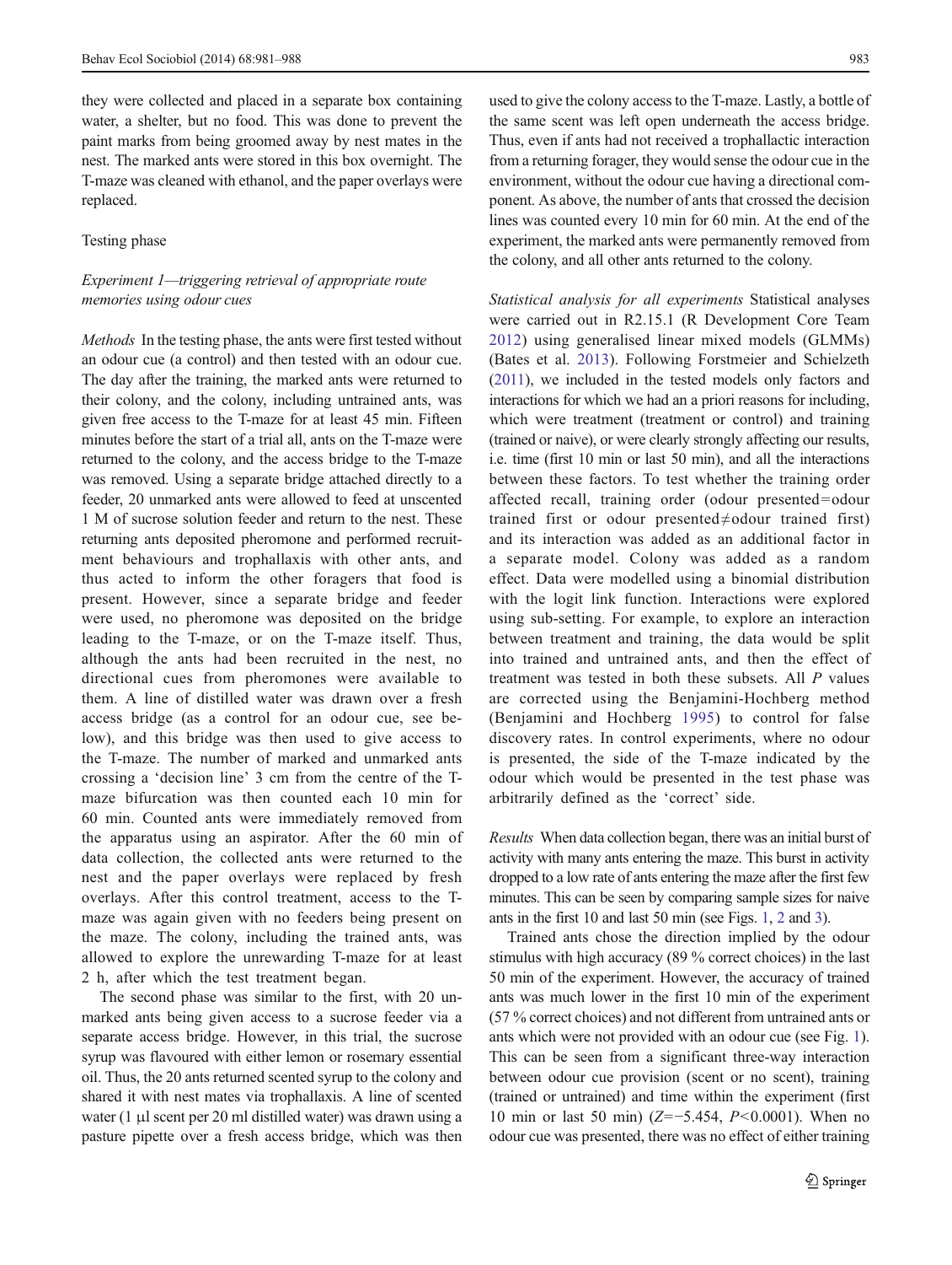they were collected and placed in a separate box containing water, a shelter, but no food. This was done to prevent the paint marks from being groomed away by nest mates in the nest. The marked ants were stored in this box overnight. The T-maze was cleaned with ethanol, and the paper overlays were replaced.

### Testing phase

#### *Experiment 1—triggering retrieval of appropriate route memories using odour cues*

*Methods* In the testing phase, the ants were first tested without an odour cue (a control) and then tested with an odour cue. The day after the training, the marked ants were returned to their colony, and the colony, including untrained ants, was given free access to the T-maze for at least 45 min. Fifteen minutes before the start of a trial all, ants on the T-maze were returned to the colony, and the access bridge to the T-maze was removed. Using a separate bridge attached directly to a feeder, 20 unmarked ants were allowed to feed at unscented 1 M of sucrose solution feeder and return to the nest. These returning ants deposited pheromone and performed recruitment behaviours and trophallaxis with other ants, and thus acted to inform the other foragers that food is present. However, since a separate bridge and feeder were used, no pheromone was deposited on the bridge leading to the T-maze, or on the T-maze itself. Thus, although the ants had been recruited in the nest, no directional cues from pheromones were available to them. A line of distilled water was drawn over a fresh access bridge (as a control for an odour cue, see below), and this bridge was then used to give access to the T-maze. The number of marked and unmarked ants crossing a 'decision line' 3 cm from the centre of the T-maze bifurcation was then counted each 10 min for 60 min. Counted ants were immediately removed from the apparatus using an aspirator. After the 60 min of data collection, the collected ants were returned to the nest and the paper overlays were replaced by fresh overlays. After this control treatment, access to the T-maze was again given with no feeders being present on the maze. The colony, including the trained ants, was allowed to explore the unrewarding T-maze for at least 2 h, after which the test treatment began.

The second phase was similar to the first, with 20 unmarked ants being given access to a sucrose feeder via a separate access bridge. However, in this trial, the sucrose syrup was flavoured with either lemon or rosemary essential oil. Thus, the 20 ants returned scented syrup to the colony and shared it with nest mates via trophallaxis. A line of scented water (1 μl scent per 20 ml distilled water) was drawn using a pasture pipette over a fresh access bridge, which was then used to give the colony access to the T-maze. Lastly, a bottle of the same scent was left open underneath the access bridge. Thus, even if ants had not received a trophallactic interaction from a returning forager, they would sense the odour cue in the environment, without the odour cue having a directional component. As above, the number of ants that crossed the decision lines was counted every 10 min for 60 min. At the end of the experiment, the marked ants were permanently removed from the colony, and all other ants returned to the colony.

*Statistical analysis for all experiments* Statistical analyses were carried out in R2.15.1 (R Development Core Team 2012) using generalised linear mixed models (GLMMs) (Bates et al. 2013). Following Forstmeier and Schielzeth (2011), we included in the tested models only factors and interactions for which we had an a priori reasons for including, which were treatment (treatment or control) and training (trained or naive), or were clearly strongly affecting our results, i.e. time (first 10 min or last 50 min), and all the interactions between these factors. To test whether the training order affected recall, training order (odour presented=odour trained first or odour presented≠odour trained first) and its interaction was added as an additional factor in a separate model. Colony was added as a random effect. Data were modelled using a binomial distribution with the logit link function. Interactions were explored using sub-setting. For example, to explore an interaction between treatment and training, the data would be split into trained and untrained ants, and then the effect of treatment was tested in both these subsets. All $P$ values are corrected using the Benjamini-Hochberg method (Benjamini and Hochberg 1995) to control for false discovery rates. In control experiments, where no odour is presented, the side of the T-maze indicated by the odour which would be presented in the test phase was arbitrarily defined as the 'correct' side.

*Results* When data collection began, there was an initial burst of activity with many ants entering the maze. This burst in activity dropped to a low rate of ants entering the maze after the first few minutes. This can be seen by comparing sample sizes for naive ants in the first 10 and last 50 min (see Figs. 1, 2 and 3).

Trained ants chose the direction implied by the odour stimulus with high accuracy (89 % correct choices) in the last 50 min of the experiment. However, the accuracy of trained ants was much lower in the first 10 min of the experiment (57 % correct choices) and not different from untrained ants or ants which were not provided with an odour cue (see Fig. 1). This can be seen from a significant three-way interaction between odour cue provision (scent or no scent), training (trained or untrained) and time within the experiment (first 10 min or last 50 min) ($Z=-5.454$, $P<0.0001$). When no odour cue was presented, there was no effect of either training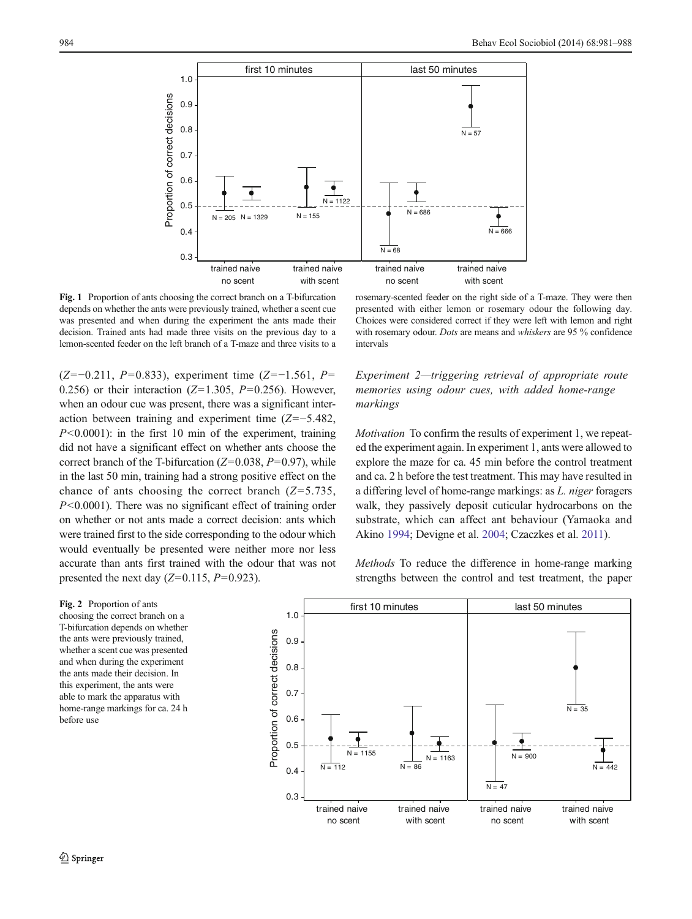**Fig. 1** Proportion of ants choosing the correct branch on a T-bifurcation depends on whether the ants were previously trained, whether a scent cue was presented and when during the experiment the ants made their decision. Trained ants had made three visits on the previous day to a lemon-scented feeder on the left branch of a T-maze and three visits to a rosemary-scented feeder on the right side of a T-maze. They were then presented with either lemon or rosemary odour the following day. Choices were considered correct if they were left with lemon and right with rosemary odour. *Dots* are means and *whiskers* are 95 % confidence intervals

($Z$=−0.211, $P$=0.833), experiment time ($Z$=−1.561, $P$= 0.256) or their interaction ($Z$=1.305, $P$=0.256). However, when an odour cue was present, there was a significant interaction between training and experiment time ($Z$=−5.482, $P$<0.0001): in the first 10 min of the experiment, training did not have a significant effect on whether ants choose the correct branch of the T-bifurcation ($Z$=0.038, $P$=0.97), while in the last 50 min, training had a strong positive effect on the chance of ants choosing the correct branch ($Z$=5.735, $P$<0.0001). There was no significant effect of training order on whether or not ants made a correct decision: ants which were trained first to the side corresponding to the odour which would eventually be presented were neither more nor less accurate than ants first trained with the odour that was not presented the next day ($Z$=0.115, $P$=0.923).

### *Experiment 2—triggering retrieval of appropriate route memories using odour cues, with added home-range markings*

*Motivation* To confirm the results of experiment 1, we repeated the experiment again. In experiment 1, ants were allowed to explore the maze for ca. 45 min before the control treatment and ca. 2 h before the test treatment. This may have resulted in a differing level of home-range markings: as *L. niger* foragers walk, they passively deposit cuticular hydrocarbons on the substrate, which can affect ant behaviour (Yamaoka and Akino 1994; Devigne et al. 2004; Czaczkes et al. 2011).

*Methods* To reduce the difference in home-range marking strengths between the control and test treatment, the paper

**Fig. 2** Proportion of ants choosing the correct branch on a T-bifurcation depends on whether the ants were previously trained, whether a scent cue was presented and when during the experiment the ants made their decision. In this experiment, the ants were able to mark the apparatus with home-range markings for ca. 24 h before use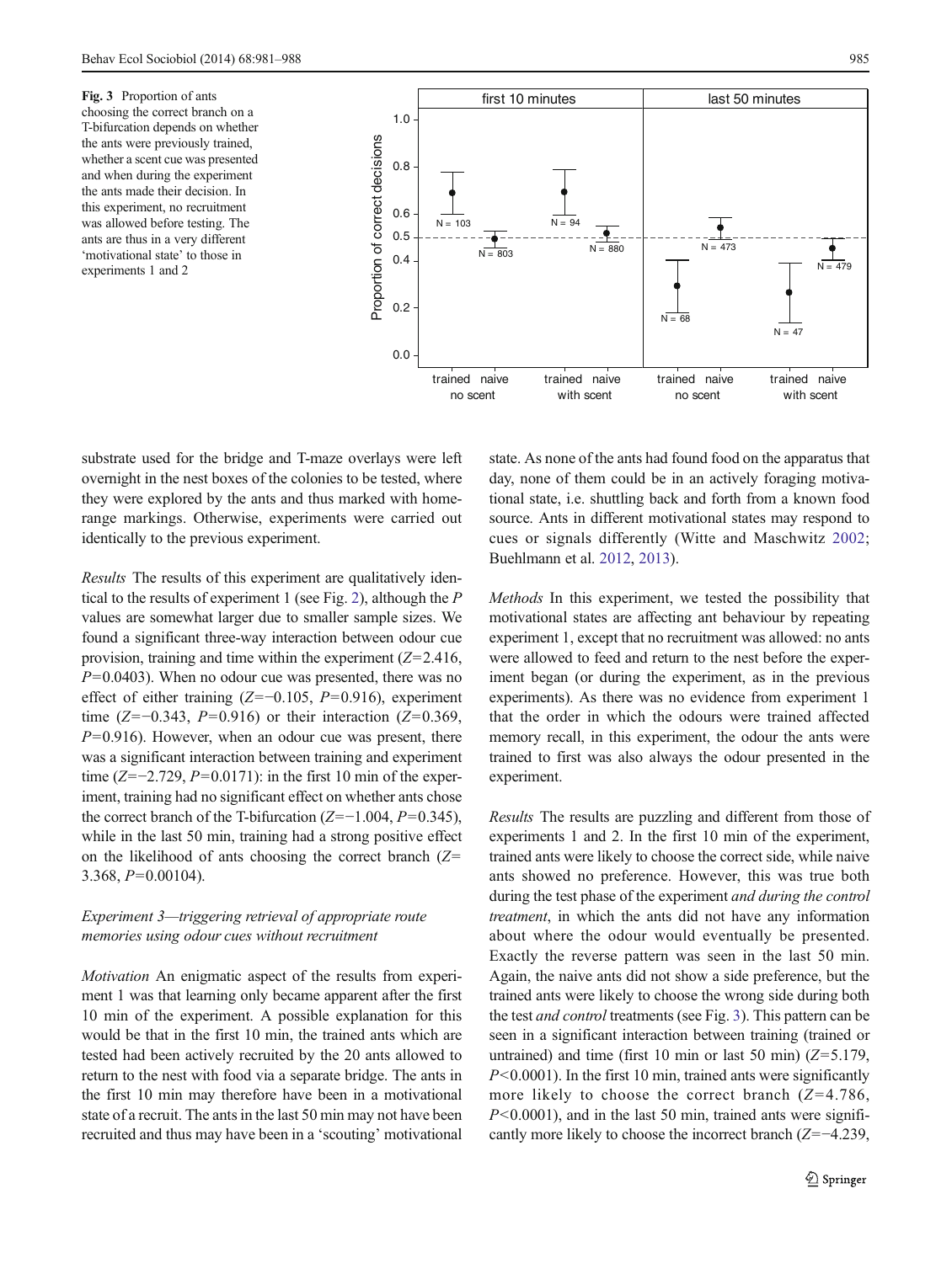Fig. 3 Proportion of ants choosing the correct branch on a T-bifurcation depends on whether the ants were previously trained, whether a scent cue was presented and when during the experiment the ants made their decision. In this experiment, no recruitment was allowed before testing. The ants are thus in a very different 'motivational state' to those in experiments 1 and 2

substrate used for the bridge and T-maze overlays were left overnight in the nest boxes of the colonies to be tested, where they were explored by the ants and thus marked with home-range markings. Otherwise, experiments were carried out identically to the previous experiment.

*Results* The results of this experiment are qualitatively identical to the results of experiment 1 (see Fig. 2), although the $P$ values are somewhat larger due to smaller sample sizes. We found a significant three-way interaction between odour cue provision, training and time within the experiment ($Z$=2.416, $P$=0.0403). When no odour cue was presented, there was no effect of either training ($Z$=−0.105, $P$=0.916), experiment time ($Z$=−0.343, $P$=0.916) or their interaction ($Z$=0.369, $P$=0.916). However, when an odour cue was present, there was a significant interaction between training and experiment time ($Z$=−2.729, $P$=0.0171): in the first 10 min of the experiment, training had no significant effect on whether ants chose the correct branch of the T-bifurcation ($Z$=−1.004, $P$=0.345), while in the last 50 min, training had a strong positive effect on the likelihood of ants choosing the correct branch ($Z$=3.368, $P$=0.00104).

### *Experiment 3—triggering retrieval of appropriate route memories using odour cues without recruitment*

*Motivation* An enigmatic aspect of the results from experiment 1 was that learning only became apparent after the first 10 min of the experiment. A possible explanation for this would be that in the first 10 min, the trained ants which are tested had been actively recruited by the 20 ants allowed to return to the nest with food via a separate bridge. The ants in the first 10 min may therefore have been in a motivational state of a recruit. The ants in the last 50 min may not have been recruited and thus may have been in a 'scouting' motivational state. As none of the ants had found food on the apparatus that day, none of them could be in an actively foraging motivational state, i.e. shuttling back and forth from a known food source. Ants in different motivational states may respond to cues or signals differently (Witte and Maschwitz 2002; Buehlmann et al. 2012, 2013).

*Methods* In this experiment, we tested the possibility that motivational states are affecting ant behaviour by repeating experiment 1, except that no recruitment was allowed: no ants were allowed to feed and return to the nest before the experiment began (or during the experiment, as in the previous experiments). As there was no evidence from experiment 1 that the order in which the odours were trained affected memory recall, in this experiment, the odour the ants were trained to first was also always the odour presented in the experiment.

*Results* The results are puzzling and different from those of experiments 1 and 2. In the first 10 min of the experiment, trained ants were likely to choose the correct side, while naive ants showed no preference. However, this was true both during the test phase of the experiment *and during the control treatment*, in which the ants did not have any information about where the odour would eventually be presented. Exactly the reverse pattern was seen in the last 50 min. Again, the naive ants did not show a side preference, but the trained ants were likely to choose the wrong side during both the test *and control* treatments (see Fig. 3). This pattern can be seen in a significant interaction between training (trained or untrained) and time (first 10 min or last 50 min) ($Z$=5.179, $P$<0.0001). In the first 10 min, trained ants were significantly more likely to choose the correct branch ($Z$=4.786, $P$<0.0001), and in the last 50 min, trained ants were significantly more likely to choose the incorrect branch ($Z$=−4.239,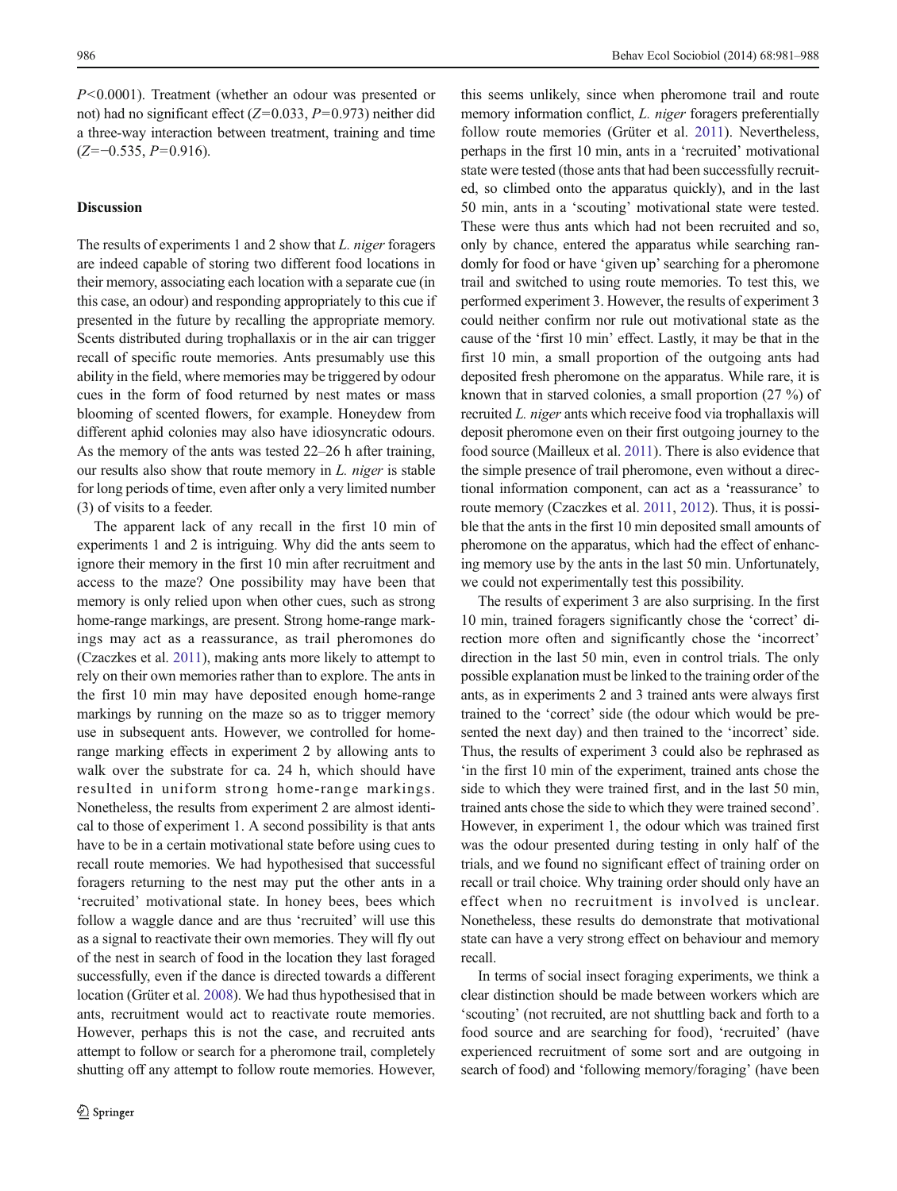$P<0.0001$). Treatment (whether an odour was presented or not) had no significant effect ($Z=0.033$, $P=0.973$) neither did a three-way interaction between treatment, training and time ($Z=-0.535$, $P=0.916$).

## Discussion

The results of experiments 1 and 2 show that *L. niger* foragers are indeed capable of storing two different food locations in their memory, associating each location with a separate cue (in this case, an odour) and responding appropriately to this cue if presented in the future by recalling the appropriate memory. Scents distributed during trophallaxis or in the air can trigger recall of specific route memories. Ants presumably use this ability in the field, where memories may be triggered by odour cues in the form of food returned by nest mates or mass blooming of scented flowers, for example. Honeydew from different aphid colonies may also have idiosyncratic odours. As the memory of the ants was tested 22–26 h after training, our results also show that route memory in *L. niger* is stable for long periods of time, even after only a very limited number (3) of visits to a feeder.

The apparent lack of any recall in the first 10 min of experiments 1 and 2 is intriguing. Why did the ants seem to ignore their memory in the first 10 min after recruitment and access to the maze? One possibility may have been that memory is only relied upon when other cues, such as strong home-range markings, are present. Strong home-range markings may act as a reassurance, as trail pheromones do (Czaczkes et al. 2011), making ants more likely to attempt to rely on their own memories rather than to explore. The ants in the first 10 min may have deposited enough home-range markings by running on the maze so as to trigger memory use in subsequent ants. However, we controlled for home-range marking effects in experiment 2 by allowing ants to walk over the substrate for ca. 24 h, which should have resulted in uniform strong home-range markings. Nonetheless, the results from experiment 2 are almost identical to those of experiment 1. A second possibility is that ants have to be in a certain motivational state before using cues to recall route memories. We had hypothesised that successful foragers returning to the nest may put the other ants in a 'recruited' motivational state. In honey bees, bees which follow a waggle dance and are thus 'recruited' will use this as a signal to reactivate their own memories. They will fly out of the nest in search of food in the location they last foraged successfully, even if the dance is directed towards a different location (Grüter et al. 2008). We had thus hypothesised that in ants, recruitment would act to reactivate route memories. However, perhaps this is not the case, and recruited ants attempt to follow or search for a pheromone trail, completely shutting off any attempt to follow route memories. However, this seems unlikely, since when pheromone trail and route memory information conflict, *L. niger* foragers preferentially follow route memories (Grüter et al. 2011). Nevertheless, perhaps in the first 10 min, ants in a 'recruited' motivational state were tested (those ants that had been successfully recruited, so climbed onto the apparatus quickly), and in the last 50 min, ants in a 'scouting' motivational state were tested. These were thus ants which had not been recruited and so, only by chance, entered the apparatus while searching randomly for food or have 'given up' searching for a pheromone trail and switched to using route memories. To test this, we performed experiment 3. However, the results of experiment 3 could neither confirm nor rule out motivational state as the cause of the 'first 10 min' effect. Lastly, it may be that in the first 10 min, a small proportion of the outgoing ants had deposited fresh pheromone on the apparatus. While rare, it is known that in starved colonies, a small proportion (27 %) of recruited *L. niger* ants which receive food via trophallaxis will deposit pheromone even on their first outgoing journey to the food source (Mailleux et al. 2011). There is also evidence that the simple presence of trail pheromone, even without a directional information component, can act as a 'reassurance' to route memory (Czaczkes et al. 2011, 2012). Thus, it is possible that the ants in the first 10 min deposited small amounts of pheromone on the apparatus, which had the effect of enhancing memory use by the ants in the last 50 min. Unfortunately, we could not experimentally test this possibility.

The results of experiment 3 are also surprising. In the first 10 min, trained foragers significantly chose the 'correct' direction more often and significantly chose the 'incorrect' direction in the last 50 min, even in control trials. The only possible explanation must be linked to the training order of the ants, as in experiments 2 and 3 trained ants were always first trained to the 'correct' side (the odour which would be presented the next day) and then trained to the 'incorrect' side. Thus, the results of experiment 3 could also be rephrased as 'in the first 10 min of the experiment, trained ants chose the side to which they were trained first, and in the last 50 min, trained ants chose the side to which they were trained second'. However, in experiment 1, the odour which was trained first was the odour presented during testing in only half of the trials, and we found no significant effect of training order on recall or trail choice. Why training order should only have an effect when no recruitment is involved is unclear. Nonetheless, these results do demonstrate that motivational state can have a very strong effect on behaviour and memory recall.

In terms of social insect foraging experiments, we think a clear distinction should be made between workers which are 'scouting' (not recruited, are not shuttling back and forth to a food source and are searching for food), 'recruited' (have experienced recruitment of some sort and are outgoing in search of food) and 'following memory/foraging' (have been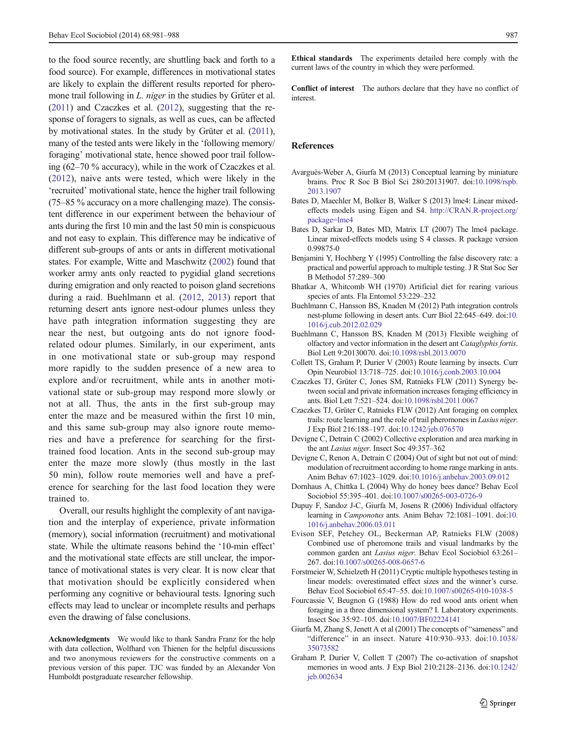to the food source recently, are shuttling back and forth to a food source). For example, differences in motivational states are likely to explain the different results reported for pheromone trail following in *L. niger* in the studies by Grüter et al. (2011) and Czaczkes et al. (2012), suggesting that the response of foragers to signals, as well as cues, can be affected by motivational states. In the study by Grüter et al. (2011), many of the tested ants were likely in the 'following memory/ foraging' motivational state, hence showed poor trail following (62–70 % accuracy), while in the work of Czaczkes et al. (2012), naive ants were tested, which were likely in the 'recruited' motivational state, hence the higher trail following (75–85 % accuracy on a more challenging maze). The consistent difference in our experiment between the behaviour of ants during the first 10 min and the last 50 min is conspicuous and not easy to explain. This difference may be indicative of different sub-groups of ants or ants in different motivational states. For example, Witte and Maschwitz (2002) found that worker army ants only reacted to pygidial gland secretions during emigration and only reacted to poison gland secretions during a raid. Buehlmann et al. (2012, 2013) report that returning desert ants ignore nest-odour plumes unless they have path integration information suggesting they are near the nest, but outgoing ants do not ignore food-related odour plumes. Similarly, in our experiment, ants in one motivational state or sub-group may respond more rapidly to the sudden presence of a new area to explore and/or recruitment, while ants in another motivational state or sub-group may respond more slowly or not at all. Thus, the ants in the first sub-group may enter the maze and be measured within the first 10 min, and this same sub-group may also ignore route memories and have a preference for searching for the first-trained food location. Ants in the second sub-group may enter the maze more slowly (thus mostly in the last 50 min), follow route memories well and have a preference for searching for the last food location they were trained to.

Overall, our results highlight the complexity of ant navigation and the interplay of experience, private information (memory), social information (recruitment) and motivational state. While the ultimate reasons behind the '10-min effect' and the motivational state effects are still unclear, the importance of motivational states is very clear. It is now clear that that motivation should be explicitly considered when performing any cognitive or behavioural tests. Ignoring such effects may lead to unclear or incomplete results and perhaps even the drawing of false conclusions.

**Acknowledgments** We would like to thank Sandra Franz for the help with data collection, Wolfhard von Thienen for the helpful discussions and two anonymous reviewers for the constructive comments on a previous version of this paper. TJC was funded by an Alexander Von Humboldt postgraduate researcher fellowship.

**Ethical standards** The experiments detailed here comply with the current laws of the country in which they were performed.

**Conflict of interest** The authors declare that they have no conflict of interest.

## References

Avarguès-Weber A, Giurfa M (2013) Conceptual learning by miniature brains. Proc R Soc B Biol Sci 280:20131907. doi:10.1098/rspb.2013.1907

Bates D, Maechler M, Bolker B, Walker S (2013) lme4: Linear mixed-effects models using Eigen and S4. http://CRAN.R-project.org/package=lme4

Bates D, Sarkar D, Bates MD, Matrix LT (2007) The lme4 package. Linear mixed-effects models using S 4 classes. R package version 0.99875-0

Benjamini Y, Hochberg Y (1995) Controlling the false discovery rate: a practical and powerful approach to multiple testing. J R Stat Soc Ser B Methodol 57:289–300

Bhatkar A, Whitcomb WH (1970) Artificial diet for rearing various species of ants. Fla Entomol 53:229–232

Buehlmann C, Hansson BS, Knaden M (2012) Path integration controls nest-plume following in desert ants. Curr Biol 22:645–649. doi:10.1016/j.cub.2012.02.029

Buehlmann C, Hansson BS, Knaden M (2013) Flexible weighing of olfactory and vector information in the desert ant *Cataglyphis fortis*. Biol Lett 9:20130070. doi:10.1098/rsbl.2013.0070

Collett TS, Graham P, Durier V (2003) Route learning by insects. Curr Opin Neurobiol 13:718–725. doi:10.1016/j.conb.2003.10.004

Czaczkes TJ, Grüter C, Jones SM, Ratnieks FLW (2011) Synergy between social and private information increases foraging efficiency in ants. Biol Lett 7:521–524. doi:10.1098/rsbl.2011.0067

Czaczkes TJ, Grüter C, Ratnieks FLW (2012) Ant foraging on complex trails: route learning and the role of trail pheromones in *Lasius niger*. J Exp Biol 216:188–197. doi:10.1242/jeb.076570

Devigne C, Detrain C (2002) Collective exploration and area marking in the ant *Lasius niger*. Insect Soc 49:357–362

Devigne C, Renon A, Detrain C (2004) Out of sight but not out of mind: modulation of recruitment according to home range marking in ants. Anim Behav 67:1023–1029. doi:10.1016/j.anbehav.2003.09.012

Dornhaus A, Chittka L (2004) Why do honey bees dance? Behav Ecol Sociobiol 55:395–401. doi:10.1007/s00265-003-0726-9

Dupuy F, Sandoz J-C, Giurfa M, Josens R (2006) Individual olfactory learning in *Camponotus* ants. Anim Behav 72:1081–1091. doi:10.1016/j.anbehav.2006.03.011

Evison SEF, Petchey OL, Beckerman AP, Ratnieks FLW (2008) Combined use of pheromone trails and visual landmarks by the common garden ant *Lasius niger*. Behav Ecol Sociobiol 63:261–267. doi:10.1007/s00265-008-0657-6

Forstmeier W, Schielzeth H (2011) Cryptic multiple hypotheses testing in linear models: overestimated effect sizes and the winner's curse. Behav Ecol Sociobiol 65:47–55. doi:10.1007/s00265-010-1038-5

Fourcassie V, Beugnon G (1988) How do red wood ants orient when foraging in a three dimensional system? I. Laboratory experiments. Insect Soc 35:92–105. doi:10.1007/BF02224141

Giurfa M, Zhang S, Jenett A et al (2001) The concepts of "sameness" and "difference" in an insect. Nature 410:930–933. doi:10.1038/35073582

Graham P, Durier V, Collett T (2007) The co-activation of snapshot memories in wood ants. J Exp Biol 210:2128–2136. doi:10.1242/jeb.002634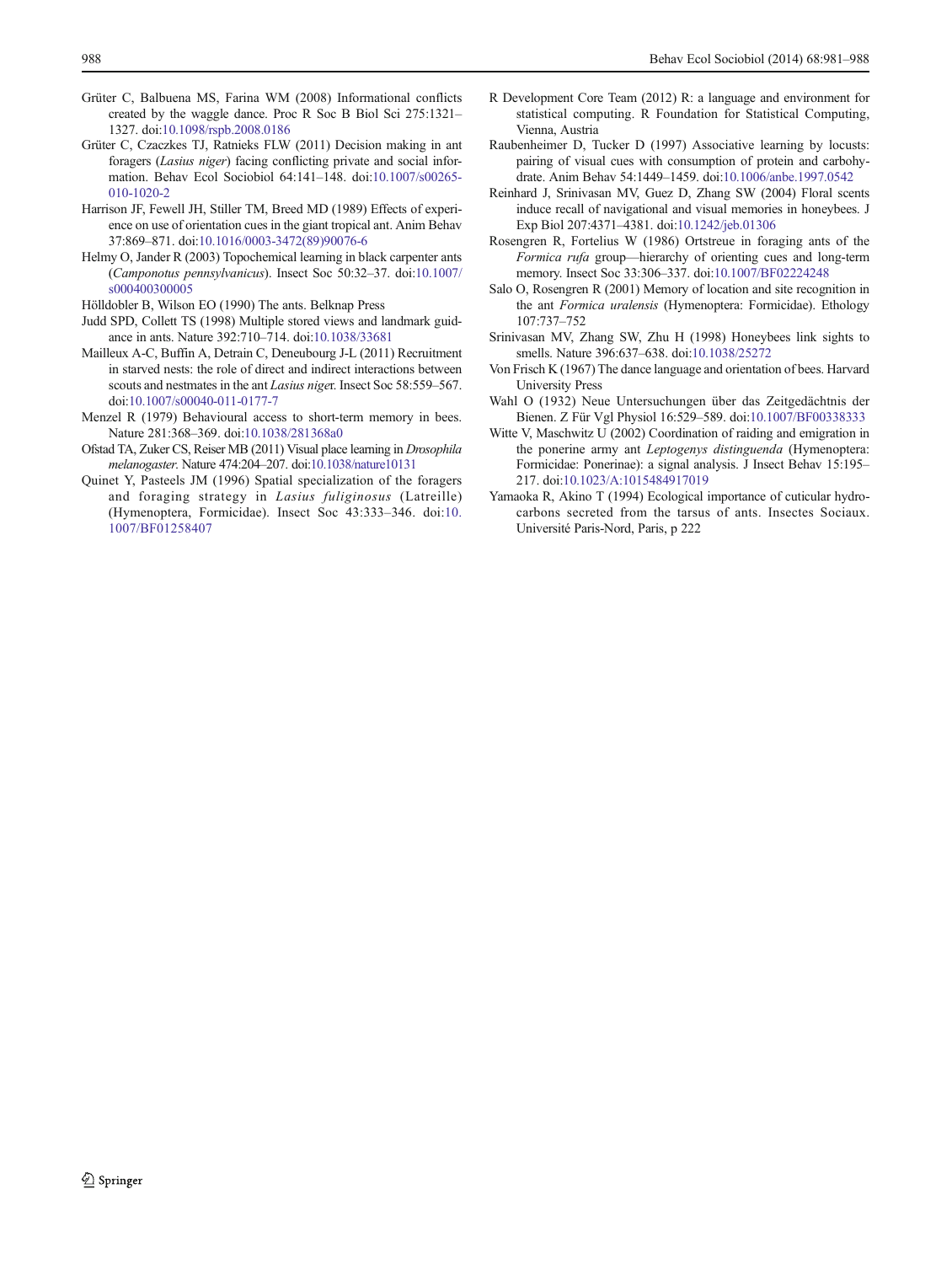Grüter C, Balbuena MS, Farina WM (2008) Informational conflicts created by the waggle dance. Proc R Soc B Biol Sci 275:1321–1327. doi:10.1098/rspb.2008.0186

Grüter C, Czaczkes TJ, Ratnieks FLW (2011) Decision making in ant foragers (*Lasius niger*) facing conflicting private and social information. Behav Ecol Sociobiol 64:141–148. doi:10.1007/s00265-010-1020-2

Harrison JF, Fewell JH, Stiller TM, Breed MD (1989) Effects of experience on use of orientation cues in the giant tropical ant. Anim Behav 37:869–871. doi:10.1016/0003-3472(89)90076-6

Helmy O, Jander R (2003) Topochemical learning in black carpenter ants (*Camponotus pennsylvanicus*). Insect Soc 50:32–37. doi:10.1007/s000400300005

Hölldobler B, Wilson EO (1990) The ants. Belknap Press

Judd SPD, Collett TS (1998) Multiple stored views and landmark guidance in ants. Nature 392:710–714. doi:10.1038/33681

Mailleux A-C, Buffin A, Detrain C, Deneubourg J-L (2011) Recruitment in starved nests: the role of direct and indirect interactions between scouts and nestmates in the ant *Lasius niger*. Insect Soc 58:559–567. doi:10.1007/s00040-011-0177-7

Menzel R (1979) Behavioural access to short-term memory in bees. Nature 281:368–369. doi:10.1038/281368a0

Ofstad TA, Zuker CS, Reiser MB (2011) Visual place learning in *Drosophila melanogaster*. Nature 474:204–207. doi:10.1038/nature10131

Quinet Y, Pasteels JM (1996) Spatial specialization of the foragers and foraging strategy in *Lasius fuliginosus* (Latreille) (Hymenoptera, Formicidae). Insect Soc 43:333–346. doi:10.1007/BF01258407

R Development Core Team (2012) R: a language and environment for statistical computing. R Foundation for Statistical Computing, Vienna, Austria

Raubenheimer D, Tucker D (1997) Associative learning by locusts: pairing of visual cues with consumption of protein and carbohydrate. Anim Behav 54:1449–1459. doi:10.1006/anbe.1997.0542

Reinhard J, Srinivasan MV, Guez D, Zhang SW (2004) Floral scents induce recall of navigational and visual memories in honeybees. J Exp Biol 207:4371–4381. doi:10.1242/jeb.01306

Rosengren R, Fortelius W (1986) Ortstreue in foraging ants of the *Formica rufa* group—hierarchy of orienting cues and long-term memory. Insect Soc 33:306–337. doi:10.1007/BF02224248

Salo O, Rosengren R (2001) Memory of location and site recognition in the ant *Formica uralensis* (Hymenoptera: Formicidae). Ethology 107:737–752

Srinivasan MV, Zhang SW, Zhu H (1998) Honeybees link sights to smells. Nature 396:637–638. doi:10.1038/25272

Von Frisch K (1967) The dance language and orientation of bees. Harvard University Press

Wahl O (1932) Neue Untersuchungen über das Zeitgedächtnis der Bienen. Z Für Vgl Physiol 16:529–589. doi:10.1007/BF00338333

Witte V, Maschwitz U (2002) Coordination of raiding and emigration in the ponerine army ant *Leptogenys distinguenda* (Hymenoptera: Formicidae: Ponerinae): a signal analysis. J Insect Behav 15:195–217. doi:10.1023/A:1015484917019

Yamaoka R, Akino T (1994) Ecological importance of cuticular hydrocarbons secreted from the tarsus of ants. Insectes Sociaux. Université Paris-Nord, Paris, p 222